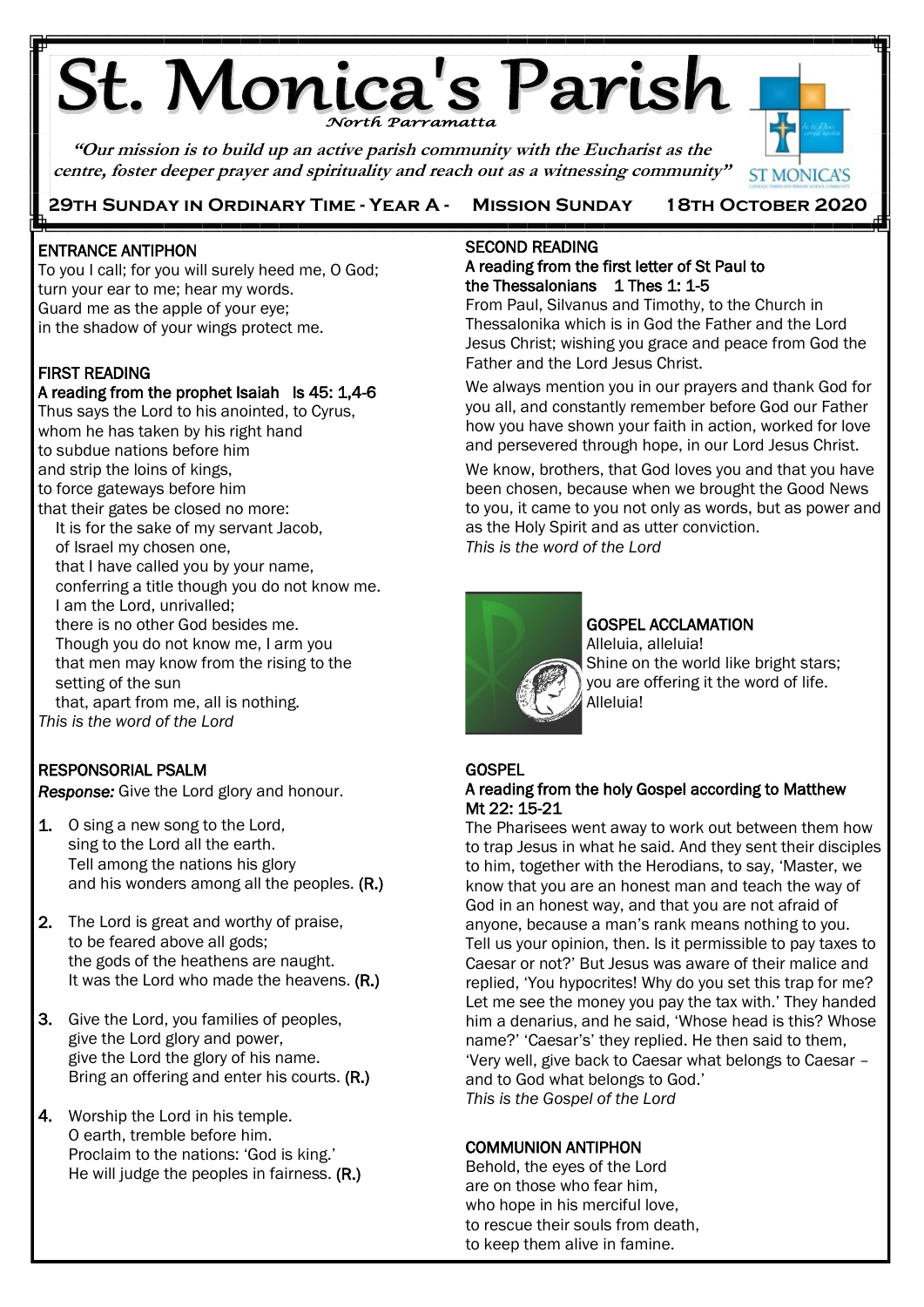# St. Monica's Parish

*North Parramatta*

*"Our mission is to build up an active parish community with the Eucharist as the centre, foster deeper prayer and spirituality and reach out as a witnessing community"*

**29TH SUNDAY IN ORDINARY TIME - YEAR A - MISSION SUNDAY 18TH OCTOBER 2020**

## ENTRANCE ANTIPHON

To you I call; for you will surely heed me, O God;
turn your ear to me; hear my words.
Guard me as the apple of your eye;
in the shadow of your wings protect me.

## FIRST READING

**A reading from the prophet Isaiah Is 45: 1,4-6**

Thus says the Lord to his anointed, to Cyrus,
whom he has taken by his right hand
to subdue nations before him
and strip the loins of kings,
to force gateways before him
that their gates be closed no more:
It is for the sake of my servant Jacob,
of Israel my chosen one,
that I have called you by your name,
conferring a title though you do not know me.
I am the Lord, unrivalled;
there is no other God besides me.
Though you do not know me, I arm you
that men may know from the rising to the setting of the sun
that, apart from me, all is nothing.

*This is the word of the Lord*

## RESPONSORIAL PSALM

***Response:*** Give the Lord glory and honour.

1. O sing a new song to the Lord,
   sing to the Lord all the earth.
   Tell among the nations his glory
   and his wonders among all the peoples. **(R.)**

2. The Lord is great and worthy of praise,
   to be feared above all gods;
   the gods of the heathens are naught.
   It was the Lord who made the heavens. **(R.)**

3. Give the Lord, you families of peoples,
   give the Lord glory and power,
   give the Lord the glory of his name.
   Bring an offering and enter his courts. **(R.)**

4. Worship the Lord in his temple.
   O earth, tremble before him.
   Proclaim to the nations: 'God is king.'
   He will judge the peoples in fairness. **(R.)**

## SECOND READING

**A reading from the first letter of St Paul to the Thessalonians 1 Thes 1: 1-5**

From Paul, Silvanus and Timothy, to the Church in Thessalonika which is in God the Father and the Lord Jesus Christ; wishing you grace and peace from God the Father and the Lord Jesus Christ.

We always mention you in our prayers and thank God for you all, and constantly remember before God our Father how you have shown your faith in action, worked for love and persevered through hope, in our Lord Jesus Christ.

We know, brothers, that God loves you and that you have been chosen, because when we brought the Good News to you, it came to you not only as words, but as power and as the Holy Spirit and as utter conviction.

*This is the word of the Lord*

## GOSPEL ACCLAMATION

Alleluia, alleluia!
Shine on the world like bright stars;
you are offering it the word of life.
Alleluia!

## GOSPEL

**A reading from the holy Gospel according to Matthew Mt 22: 15-21**

The Pharisees went away to work out between them how to trap Jesus in what he said. And they sent their disciples to him, together with the Herodians, to say, 'Master, we know that you are an honest man and teach the way of God in an honest way, and that you are not afraid of anyone, because a man's rank means nothing to you. Tell us your opinion, then. Is it permissible to pay taxes to Caesar or not?' But Jesus was aware of their malice and replied, 'You hypocrites! Why do you set this trap for me? Let me see the money you pay the tax with.' They handed him a denarius, and he said, 'Whose head is this? Whose name?' 'Caesar's' they replied. He then said to them, 'Very well, give back to Caesar what belongs to Caesar – and to God what belongs to God.'

*This is the Gospel of the Lord*

## COMMUNION ANTIPHON

Behold, the eyes of the Lord
are on those who fear him,
who hope in his merciful love,
to rescue their souls from death,
to keep them alive in famine.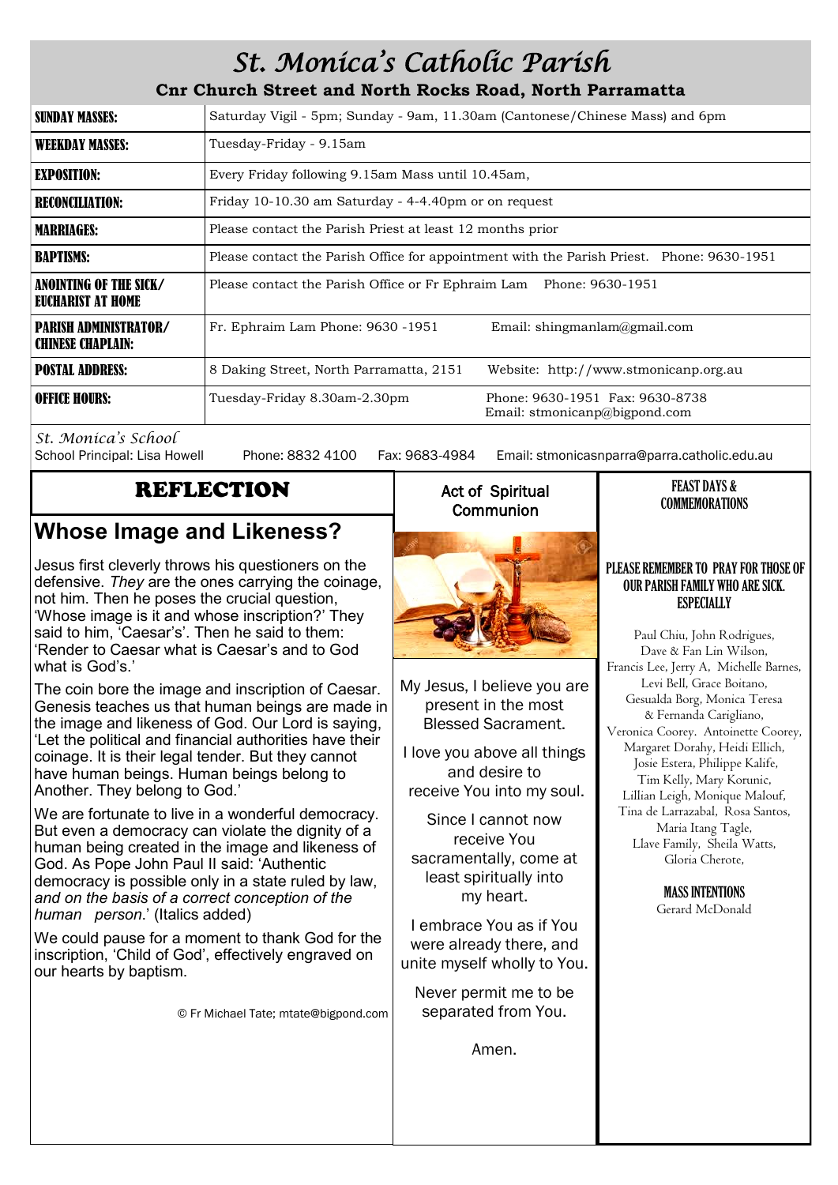# St. Monica's Catholic Parish

**Cnr Church Street and North Rocks Road, North Parramatta**

| | |
|---|---|
| **SUNDAY MASSES:** | Saturday Vigil - 5pm; Sunday - 9am, 11.30am (Cantonese/Chinese Mass) and 6pm |
| **WEEKDAY MASSES:** | Tuesday-Friday - 9.15am |
| **EXPOSITION:** | Every Friday following 9.15am Mass until 10.45am, |
| **RECONCILIATION:** | Friday 10-10.30 am Saturday - 4-4.40pm or on request |
| **MARRIAGES:** | Please contact the Parish Priest at least 12 months prior |
| **BAPTISMS:** | Please contact the Parish Office for appointment with the Parish Priest. Phone: 9630-1951 |
| **ANOINTING OF THE SICK/ EUCHARIST AT HOME** | Please contact the Parish Office or Fr Ephraim Lam Phone: 9630-1951 |
| **PARISH ADMINISTRATOR/ CHINESE CHAPLAIN:** | Fr. Ephraim Lam Phone: 9630 -1951 Email: shingmanlam@gmail.com |
| **POSTAL ADDRESS:** | 8 Daking Street, North Parramatta, 2151 Website: http://www.stmonicanp.org.au |
| **OFFICE HOURS:** | Tuesday-Friday 8.30am-2.30pm Phone: 9630-1951 Fax: 9630-8738 Email: stmonicanp@bigpond.com |

*St. Monica's School*

School Principal: Lisa Howell Phone: 8832 4100 Fax: 9683-4984 Email: stmonicasnparra@parra.catholic.edu.au

## REFLECTION

## Whose Image and Likeness?

Jesus first cleverly throws his questioners on the defensive. *They* are the ones carrying the coinage, not him. Then he poses the crucial question, 'Whose image is it and whose inscription?' They said to him, 'Caesar's'. Then he said to them: 'Render to Caesar what is Caesar's and to God what is God's.'

The coin bore the image and inscription of Caesar. Genesis teaches us that human beings are made in the image and likeness of God. Our Lord is saying, 'Let the political and financial authorities have their coinage. It is their legal tender. But they cannot have human beings. Human beings belong to Another. They belong to God.'

We are fortunate to live in a wonderful democracy. But even a democracy can violate the dignity of a human being created in the image and likeness of God. As Pope John Paul II said: 'Authentic democracy is possible only in a state ruled by law, *and on the basis of a correct conception of the human person*.' (Italics added)

We could pause for a moment to thank God for the inscription, 'Child of God', effectively engraved on our hearts by baptism.

© Fr Michael Tate; mtate@bigpond.com

### Act of Spiritual Communion

My Jesus, I believe you are present in the most Blessed Sacrament.

I love you above all things and desire to receive You into my soul.

Since I cannot now receive You sacramentally, come at least spiritually into my heart.

I embrace You as if You were already there, and unite myself wholly to You.

Never permit me to be separated from You.

Amen.

### FEAST DAYS & COMMEMORATIONS

**PLEASE REMEMBER TO PRAY FOR THOSE OF OUR PARISH FAMILY WHO ARE SICK. ESPECIALLY**

Paul Chiu, John Rodrigues, Dave & Fan Lin Wilson, Francis Lee, Jerry A, Michelle Barnes, Levi Bell, Grace Boitano, Gesualda Borg, Monica Teresa & Fernanda Carigliano, Veronica Coorey. Antoinette Coorey, Margaret Dorahy, Heidi Ellich, Josie Estera, Philippe Kalife, Tim Kelly, Mary Korunic, Lillian Leigh, Monique Malouf, Tina de Larrazabal, Rosa Santos, Maria Itang Tagle, Llave Family, Sheila Watts, Gloria Cherote,

**MASS INTENTIONS**

Gerard McDonald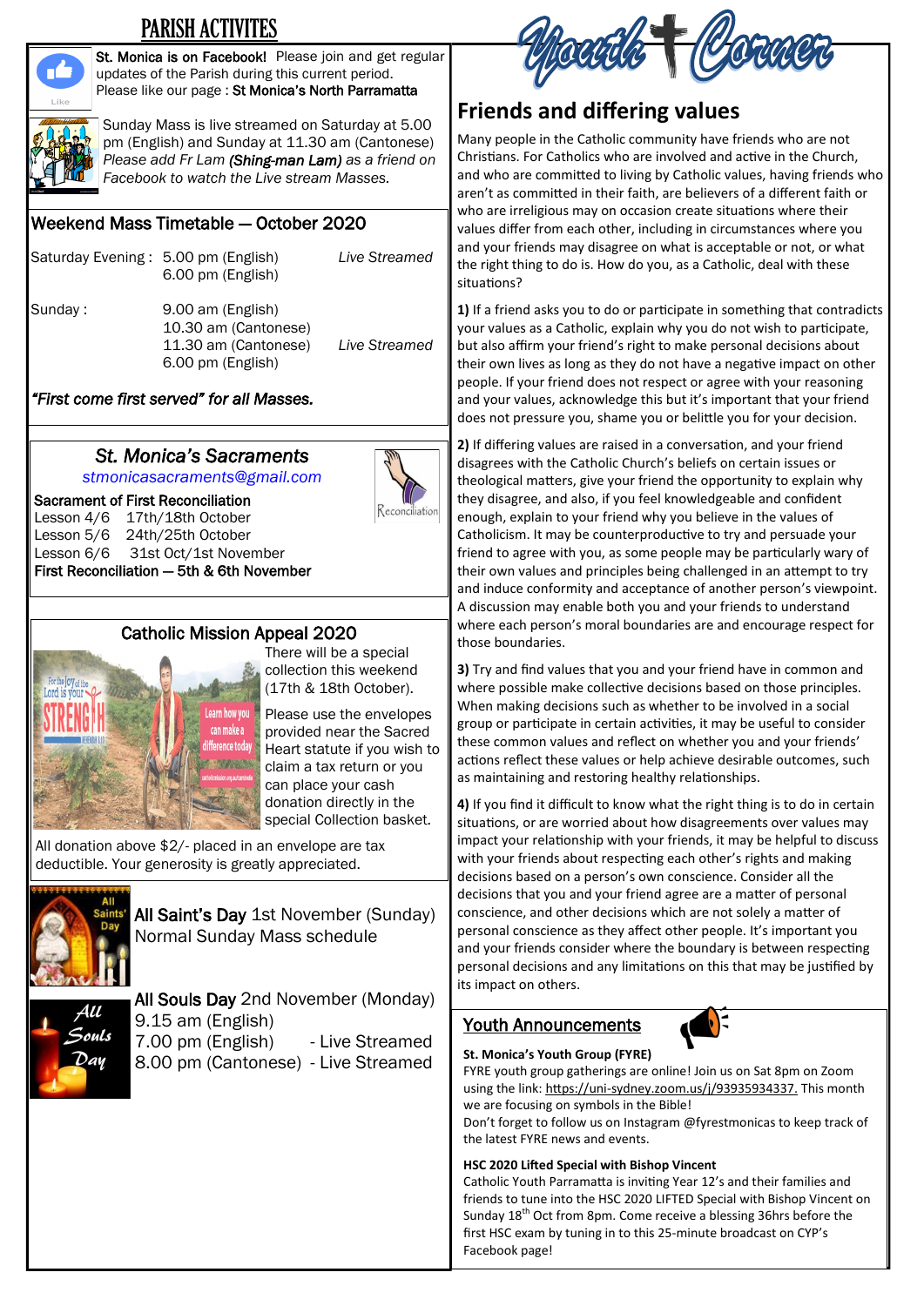# PARISH ACTIVITES

**St. Monica is on Facebook!** Please join and get regular updates of the Parish during this current period. Please like our page : **St Monica's North Parramatta**

Sunday Mass is live streamed on Saturday at 5.00 pm (English) and Sunday at 11.30 am (Cantonese) *Please add Fr Lam **(Shing-man Lam)** as a friend on Facebook to watch the Live stream Masses.*

## Weekend Mass Timetable — October 2020

| | | |
|---|---|---|
| Saturday Evening : | 5.00 pm (English) | *Live Streamed* |
| | 6.00 pm (English) | |
| Sunday : | 9.00 am (English) | |
| | 10.30 am (Cantonese) | |
| | 11.30 am (Cantonese) | *Live Streamed* |
| | 6.00 pm (English) | |

***"First come first served" for all Masses.***

## *St. Monica's Sacraments*

*stmonicasacraments@gmail.com*

**Sacrament of First Reconciliation**

Lesson 4/6 17th/18th October
Lesson 5/6 24th/25th October
Lesson 6/6 31st Oct/1st November
**First Reconciliation — 5th & 6th November**

## Catholic Mission Appeal 2020

There will be a special collection this weekend (17th & 18th October).

Please use the envelopes provided near the Sacred Heart statute if you wish to claim a tax return or you can place your cash donation directly in the special Collection basket.

All donation above $2/- placed in an envelope are tax deductible. Your generosity is greatly appreciated.

**All Saint's Day** 1st November (Sunday)
Normal Sunday Mass schedule

**All Souls Day** 2nd November (Monday)
9.15 am (English)
7.00 pm (English) - Live Streamed
8.00 pm (Cantonese) - Live Streamed

# Youth Corner

## Friends and differing values

Many people in the Catholic community have friends who are not Christians. For Catholics who are involved and active in the Church, and who are committed to living by Catholic values, having friends who aren't as committed in their faith, are believers of a different faith or who are irreligious may on occasion create situations where their values differ from each other, including in circumstances where you and your friends may disagree on what is acceptable or not, or what the right thing to do is. How do you, as a Catholic, deal with these situations?

**1)** If a friend asks you to do or participate in something that contradicts your values as a Catholic, explain why you do not wish to participate, but also affirm your friend's right to make personal decisions about their own lives as long as they do not have a negative impact on other people. If your friend does not respect or agree with your reasoning and your values, acknowledge this but it's important that your friend does not pressure you, shame you or belittle you for your decision.

**2)** If differing values are raised in a conversation, and your friend disagrees with the Catholic Church's beliefs on certain issues or theological matters, give your friend the opportunity to explain why they disagree, and also, if you feel knowledgeable and confident enough, explain to your friend why you believe in the values of Catholicism. It may be counterproductive to try and persuade your friend to agree with you, as some people may be particularly wary of their own values and principles being challenged in an attempt to try and induce conformity and acceptance of another person's viewpoint. A discussion may enable both you and your friends to understand where each person's moral boundaries are and encourage respect for those boundaries.

**3)** Try and find values that you and your friend have in common and where possible make collective decisions based on those principles. When making decisions such as whether to be involved in a social group or participate in certain activities, it may be useful to consider these common values and reflect on whether you and your friends' actions reflect these values or help achieve desirable outcomes, such as maintaining and restoring healthy relationships.

**4)** If you find it difficult to know what the right thing is to do in certain situations, or are worried about how disagreements over values may impact your relationship with your friends, it may be helpful to discuss with your friends about respecting each other's rights and making decisions based on a person's own conscience. Consider all the decisions that you and your friend agree are a matter of personal conscience, and other decisions which are not solely a matter of personal conscience as they affect other people. It's important you and your friends consider where the boundary is between respecting personal decisions and any limitations on this that may be justified by its impact on others.

## Youth Announcements

**St. Monica's Youth Group (FYRE)**

FYRE youth group gatherings are online! Join us on Sat 8pm on Zoom using the link: https://uni-sydney.zoom.us/j/93935934337. This month we are focusing on symbols in the Bible!
Don't forget to follow us on Instagram @fyrestmonicas to keep track of the latest FYRE news and events.

**HSC 2020 Lifted Special with Bishop Vincent**

Catholic Youth Parramatta is inviting Year 12's and their families and friends to tune into the HSC 2020 LIFTED Special with Bishop Vincent on Sunday 18th Oct from 8pm. Come receive a blessing 36hrs before the first HSC exam by tuning in to this 25-minute broadcast on CYP's Facebook page!